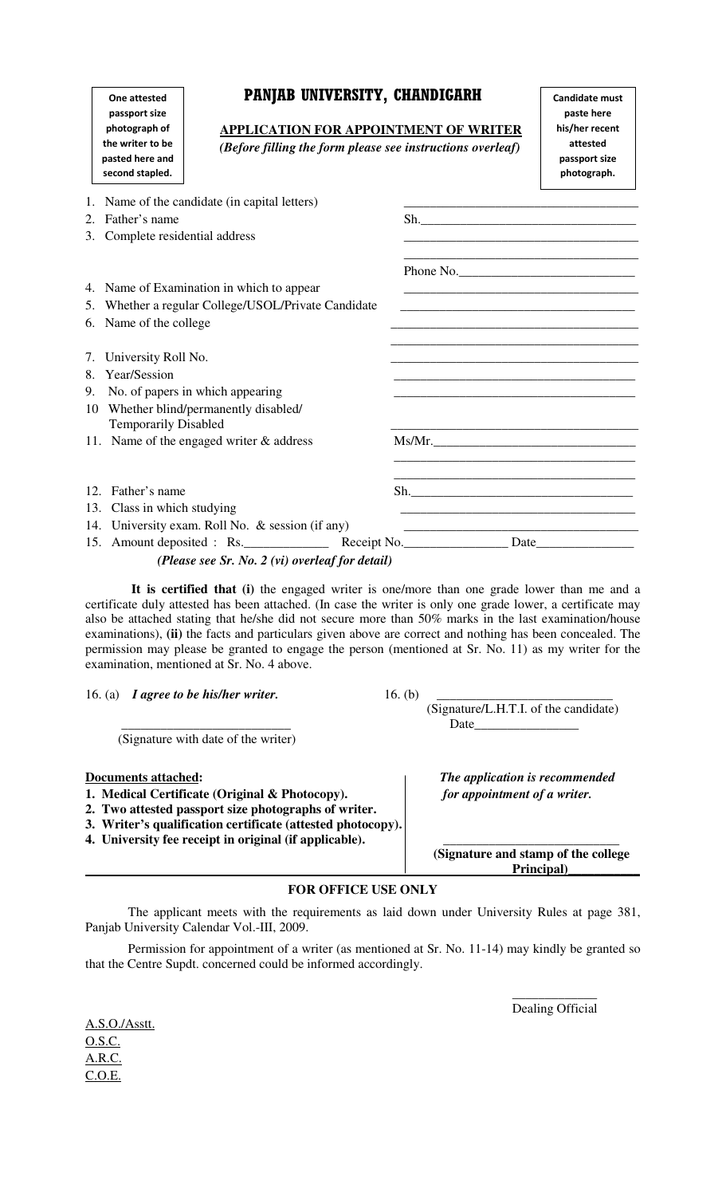One attested passport size photograph of the writer to be pasted here and second stapled.

# PANJAB UNIVERSITY, CHANDIGARH

Candidate must paste here his/her recent attested passport size photograph.

## APPLICATION FOR APPOINTMENT OF WRITER

*(Before filling the form please see instructions overleaf)*

1. Name of the candidate (in capital letters) ______________________________
2. Father's name Sh.______________________________
3. Complete residential address ______________________________
   ______________________________
   Phone No.______________________________
4. Name of Examination in which to appear ______________________________
5. Whether a regular College/USOL/Private Candidate ______________________________
6. Name of the college ______________________________
   ______________________________
7. University Roll No. ______________________________
8. Year/Session ______________________________
9. No. of papers in which appearing ______________________________
10. Whether blind/permanently disabled/ Temporarily Disabled ______________________________
11. Name of the engaged writer & address Ms/Mr.______________________________
    ______________________________
    ______________________________
12. Father's name Sh.______________________________
13. Class in which studying ______________________________
14. University exam. Roll No. & session (if any) ______________________________
15. Amount deposited : Rs.____________ Receipt No.______________ Date______________

*(Please see Sr. No. 2 (vi) overleaf for detail)*

**It is certified that (i)** the engaged writer is one/more than one grade lower than me and a certificate duly attested has been attached. (In case the writer is only one grade lower, a certificate may also be attached stating that he/she did not secure more than 50% marks in the last examination/house examinations), **(ii)** the facts and particulars given above are correct and nothing has been concealed. The permission may please be granted to engage the person (mentioned at Sr. No. 11) as my writer for the examination, mentioned at Sr. No. 4 above.

16. (a) ***I agree to be his/her writer.***

______________________________
(Signature with date of the writer)

16. (b) ______________________________
(Signature/L.H.T.I. of the candidate)
Date______________

**Documents attached:**

1. **Medical Certificate (Original & Photocopy).**
2. **Two attested passport size photographs of writer.**
3. **Writer's qualification certificate (attested photocopy).**
4. **University fee receipt in original (if applicable).**

***The application is recommended for appointment of a writer.***

______________________________
**(Signature and stamp of the college Principal)**

### FOR OFFICE USE ONLY

The applicant meets with the requirements as laid down under University Rules at page 381, Panjab University Calendar Vol.-III, 2009.

Permission for appointment of a writer (as mentioned at Sr. No. 11-14) may kindly be granted so that the Centre Supdt. concerned could be informed accordingly.

____________
Dealing Official

A.S.O./Asstt.
O.S.C.
A.R.C.
C.O.E.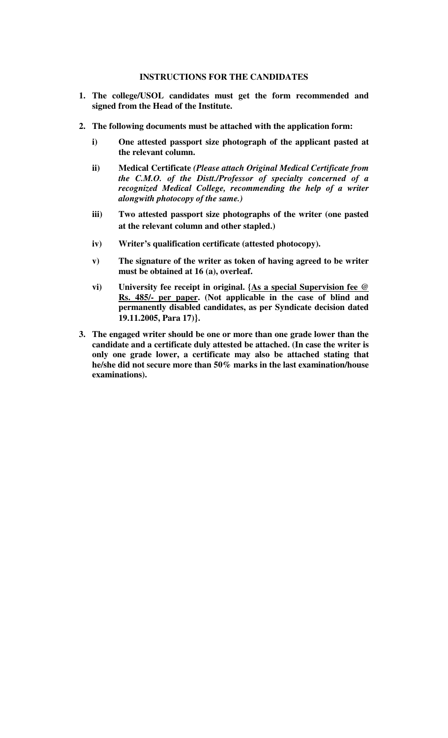## INSTRUCTIONS FOR THE CANDIDATES

1. **The college/USOL candidates must get the form recommended and signed from the Head of the Institute.**

2. **The following documents must be attached with the application form:**

   i) **One attested passport size photograph of the applicant pasted at the relevant column.**

   ii) **Medical Certificate** ***(Please attach Original Medical Certificate from the C.M.O. of the Distt./Professor of specialty concerned of a recognized Medical College, recommending the help of a writer alongwith photocopy of the same.)***

   iii) **Two attested passport size photographs of the writer (one pasted at the relevant column and other stapled.)**

   iv) **Writer's qualification certificate (attested photocopy).**

   v) **The signature of the writer as token of having agreed to be writer must be obtained at 16 (a), overleaf.**

   vi) **University fee receipt in original. {<u>As a special Supervision fee @ Rs. 485/- per paper</u>. (Not applicable in the case of blind and permanently disabled candidates, as per Syndicate decision dated 19.11.2005, Para 17)}.**

3. **The engaged writer should be one or more than one grade lower than the candidate and a certificate duly attested be attached. (In case the writer is only one grade lower, a certificate may also be attached stating that he/she did not secure more than 50% marks in the last examination/house examinations).**